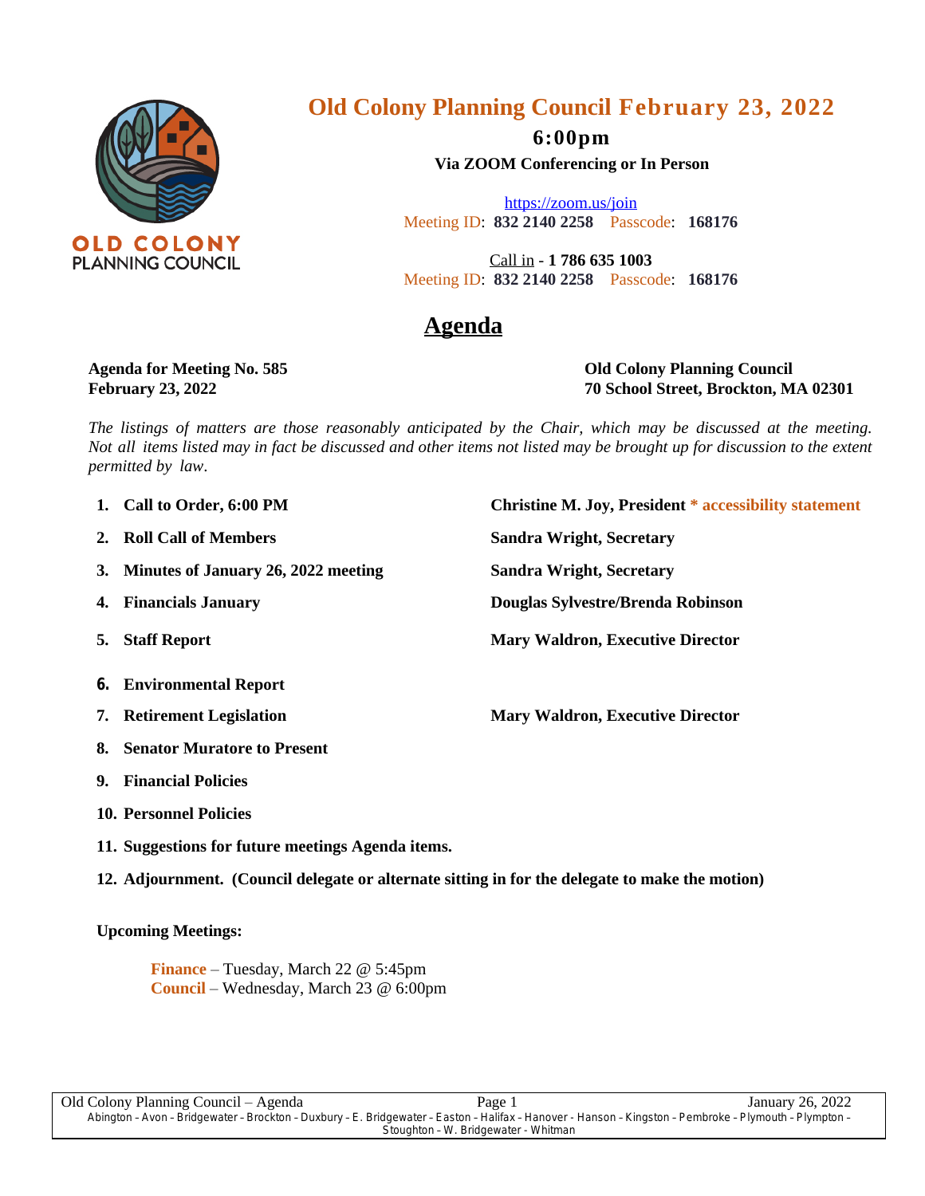# Old Colony Planning Council February 23, 2022

**6:00pm**

**Via ZOOM Conferencing or In Person**

https://zoom.us/join
Meeting ID: **832 2140 2258** Passcode: **168176**

Call in - **1 786 635 1003**
Meeting ID: **832 2140 2258** Passcode: **168176**

## Agenda

**Agenda for Meeting No. 585**
**February 23, 2022**

**Old Colony Planning Council**
**70 School Street, Brockton, MA 02301**

*The listings of matters are those reasonably anticipated by the Chair, which may be discussed at the meeting. Not all items listed may in fact be discussed and other items not listed may be brought up for discussion to the extent permitted by law.*

1. **Call to Order, 6:00 PM** — **Christine M. Joy, President * accessibility statement**
2. **Roll Call of Members** — **Sandra Wright, Secretary**
3. **Minutes of January 26, 2022 meeting** — **Sandra Wright, Secretary**
4. **Financials January** — **Douglas Sylvestre/Brenda Robinson**
5. **Staff Report** — **Mary Waldron, Executive Director**
6. **Environmental Report**
7. **Retirement Legislation** — **Mary Waldron, Executive Director**
8. **Senator Muratore to Present**
9. **Financial Policies**
10. **Personnel Policies**
11. **Suggestions for future meetings Agenda items.**
12. **Adjournment. (Council delegate or alternate sitting in for the delegate to make the motion)**

**Upcoming Meetings:**

**Finance** – Tuesday, March 22 @ 5:45pm
**Council** – Wednesday, March 23 @ 6:00pm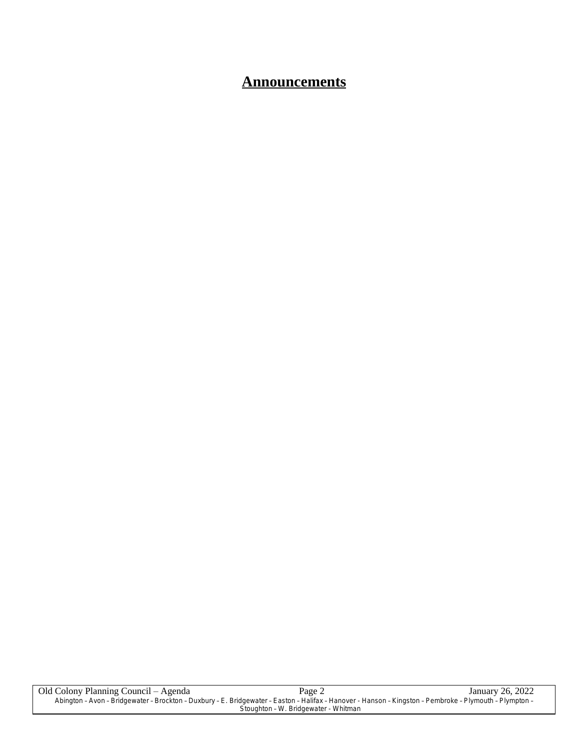# **Announcements**